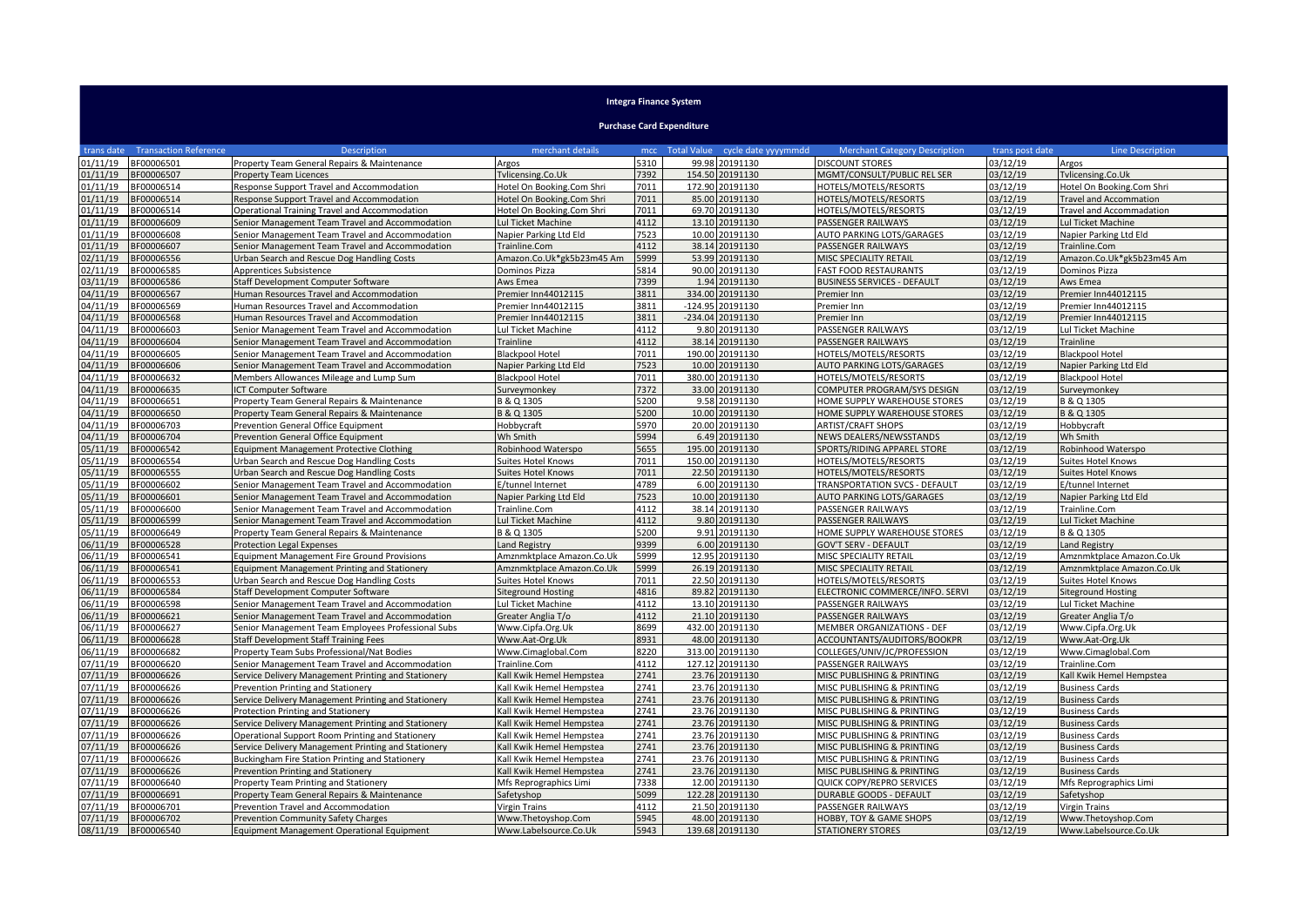# Integra Finance System

## Purchase Card Expenditure

| trans date | Transaction Reference | Description | merchant details | mcc | Total Value | cycle date yyyymmdd | Merchant Category Description | trans post date | Line Description |
|---|---|---|---|---|---|---|---|---|---|
| 01/11/19 | BF00006501 | Property Team General Repairs & Maintenance | Argos | 5310 | 99.98 | 20191130 | DISCOUNT STORES | 03/12/19 | Argos |
| 01/11/19 | BF00006507 | Property Team Licences | Tvlicensing.Co.Uk | 7392 | 154.50 | 20191130 | MGMT/CONSULT/PUBLIC REL SER | 03/12/19 | Tvlicensing.Co.Uk |
| 01/11/19 | BF00006514 | Response Support Travel and Accommodation | Hotel On Booking.Com Shri | 7011 | 172.90 | 20191130 | HOTELS/MOTELS/RESORTS | 03/12/19 | Hotel On Booking.Com Shri |
| 01/11/19 | BF00006514 | Response Support Travel and Accommodation | Hotel On Booking.Com Shri | 7011 | 85.00 | 20191130 | HOTELS/MOTELS/RESORTS | 03/12/19 | Travel and Accommodation |
| 01/11/19 | BF00006514 | Operational Training Travel and Accommodation | Hotel On Booking.Com Shri | 7011 | 69.70 | 20191130 | HOTELS/MOTELS/RESORTS | 03/12/19 | Travel and Accommadation |
| 01/11/19 | BF00006609 | Senior Management Team Travel and Accommodation | Lul Ticket Machine | 4112 | 13.10 | 20191130 | PASSENGER RAILWAYS | 03/12/19 | Lul Ticket Machine |
| 01/11/19 | BF00006608 | Senior Management Team Travel and Accommodation | Napier Parking Ltd Eld | 7523 | 10.00 | 20191130 | AUTO PARKING LOTS/GARAGES | 03/12/19 | Napier Parking Ltd Eld |
| 01/11/19 | BF00006607 | Senior Management Team Travel and Accommodation | Trainline.Com | 4112 | 38.14 | 20191130 | PASSENGER RAILWAYS | 03/12/19 | Trainline.Com |
| 02/11/19 | BF00006556 | Urban Search and Rescue Dog Handling Costs | Amazon.Co.Uk*gk5b23m45 Am | 5999 | 53.99 | 20191130 | MISC SPECIALITY RETAIL | 03/12/19 | Amazon.Co.Uk*gk5b23m45 Am |
| 02/11/19 | BF00006585 | Apprentices Subsistence | Dominos Pizza | 5814 | 90.00 | 20191130 | FAST FOOD RESTAURANTS | 03/12/19 | Dominos Pizza |
| 03/11/19 | BF00006586 | Staff Development Computer Software | Aws Emea | 7399 | 1.94 | 20191130 | BUSINESS SERVICES - DEFAULT | 03/12/19 | Aws Emea |
| 04/11/19 | BF00006567 | Human Resources Travel and Accommodation | Premier Inn44012115 | 3811 | 334.00 | 20191130 | Premier Inn | 03/12/19 | Premier Inn44012115 |
| 04/11/19 | BF00006569 | Human Resources Travel and Accommodation | Premier Inn44012115 | 3811 | -124.95 | 20191130 | Premier Inn | 03/12/19 | Premier Inn44012115 |
| 04/11/19 | BF00006568 | Human Resources Travel and Accommodation | Premier Inn44012115 | 3811 | -234.04 | 20191130 | Premier Inn | 03/12/19 | Premier Inn44012115 |
| 04/11/19 | BF00006603 | Senior Management Team Travel and Accommodation | Lul Ticket Machine | 4112 | 9.80 | 20191130 | PASSENGER RAILWAYS | 03/12/19 | Lul Ticket Machine |
| 04/11/19 | BF00006604 | Senior Management Team Travel and Accommodation | Trainline | 4112 | 38.14 | 20191130 | PASSENGER RAILWAYS | 03/12/19 | Trainline |
| 04/11/19 | BF00006605 | Senior Management Team Travel and Accommodation | Blackpool Hotel | 7011 | 190.00 | 20191130 | HOTELS/MOTELS/RESORTS | 03/12/19 | Blackpool Hotel |
| 04/11/19 | BF00006606 | Senior Management Team Travel and Accommodation | Napier Parking Ltd Eld | 7523 | 10.00 | 20191130 | AUTO PARKING LOTS/GARAGES | 03/12/19 | Napier Parking Ltd Eld |
| 04/11/19 | BF00006632 | Members Allowances Mileage and Lump Sum | Blackpool Hotel | 7011 | 380.00 | 20191130 | HOTELS/MOTELS/RESORTS | 03/12/19 | Blackpool Hotel |
| 04/11/19 | BF00006635 | ICT Computer Software | Surveymonkey | 7372 | 33.00 | 20191130 | COMPUTER PROGRAM/SYS DESIGN | 03/12/19 | Surveymonkey |
| 04/11/19 | BF00006651 | Property Team General Repairs & Maintenance | B & Q 1305 | 5200 | 9.58 | 20191130 | HOME SUPPLY WAREHOUSE STORES | 03/12/19 | B & Q 1305 |
| 04/11/19 | BF00006650 | Property Team General Repairs & Maintenance | B & Q 1305 | 5200 | 10.00 | 20191130 | HOME SUPPLY WAREHOUSE STORES | 03/12/19 | B & Q 1305 |
| 04/11/19 | BF00006703 | Prevention General Office Equipment | Hobbycraft | 5970 | 20.00 | 20191130 | ARTIST/CRAFT SHOPS | 03/12/19 | Hobbycraft |
| 04/11/19 | BF00006704 | Prevention General Office Equipment | Wh Smith | 5994 | 6.49 | 20191130 | NEWS DEALERS/NEWSSTANDS | 03/12/19 | Wh Smith |
| 05/11/19 | BF00006542 | Equipment Management Protective Clothing | Robinhood Waterspo | 5655 | 195.00 | 20191130 | SPORTS/RIDING APPAREL STORE | 03/12/19 | Robinhood Waterspo |
| 05/11/19 | BF00006554 | Urban Search and Rescue Dog Handling Costs | Suites Hotel Knows | 7011 | 150.00 | 20191130 | HOTELS/MOTELS/RESORTS | 03/12/19 | Suites Hotel Knows |
| 05/11/19 | BF00006555 | Urban Search and Rescue Dog Handling Costs | Suites Hotel Knows | 7011 | 22.50 | 20191130 | HOTELS/MOTELS/RESORTS | 03/12/19 | Suites Hotel Knows |
| 05/11/19 | BF00006602 | Senior Management Team Travel and Accommodation | E/tunnel Internet | 4789 | 6.00 | 20191130 | TRANSPORTATION SVCS - DEFAULT | 03/12/19 | E/tunnel Internet |
| 05/11/19 | BF00006601 | Senior Management Team Travel and Accommodation | Napier Parking Ltd Eld | 7523 | 10.00 | 20191130 | AUTO PARKING LOTS/GARAGES | 03/12/19 | Napier Parking Ltd Eld |
| 05/11/19 | BF00006600 | Senior Management Team Travel and Accommodation | Trainline.Com | 4112 | 38.14 | 20191130 | PASSENGER RAILWAYS | 03/12/19 | Trainline.Com |
| 05/11/19 | BF00006599 | Senior Management Team Travel and Accommodation | Lul Ticket Machine | 4112 | 9.80 | 20191130 | PASSENGER RAILWAYS | 03/12/19 | Lul Ticket Machine |
| 05/11/19 | BF00006649 | Property Team General Repairs & Maintenance | B & Q 1305 | 5200 | 9.91 | 20191130 | HOME SUPPLY WAREHOUSE STORES | 03/12/19 | B & Q 1305 |
| 06/11/19 | BF00006528 | Protection Legal Expenses | Land Registry | 9399 | 6.00 | 20191130 | GOV'T SERV - DEFAULT | 03/12/19 | Land Registry |
| 06/11/19 | BF00006541 | Equipment Management Fire Ground Provisions | Amznmktplace Amazon.Co.Uk | 5999 | 12.95 | 20191130 | MISC SPECIALITY RETAIL | 03/12/19 | Amznmktplace Amazon.Co.Uk |
| 06/11/19 | BF00006541 | Equipment Management Printing and Stationery | Amznmktplace Amazon.Co.Uk | 5999 | 26.19 | 20191130 | MISC SPECIALITY RETAIL | 03/12/19 | Amznmktplace Amazon.Co.Uk |
| 06/11/19 | BF00006553 | Urban Search and Rescue Dog Handling Costs | Suites Hotel Knows | 7011 | 22.50 | 20191130 | HOTELS/MOTELS/RESORTS | 03/12/19 | Suites Hotel Knows |
| 06/11/19 | BF00006584 | Staff Development Computer Software | Siteground Hosting | 4816 | 89.82 | 20191130 | ELECTRONIC COMMERCE/INFO. SERVI | 03/12/19 | Siteground Hosting |
| 06/11/19 | BF00006598 | Senior Management Team Travel and Accommodation | Lul Ticket Machine | 4112 | 13.10 | 20191130 | PASSENGER RAILWAYS | 03/12/19 | Lul Ticket Machine |
| 06/11/19 | BF00006621 | Senior Management Team Travel and Accommodation | Greater Anglia T/o | 4112 | 21.10 | 20191130 | PASSENGER RAILWAYS | 03/12/19 | Greater Anglia T/o |
| 06/11/19 | BF00006627 | Senior Management Team Employees Professional Subs | Www.Cipfa.Org.Uk | 8699 | 432.00 | 20191130 | MEMBER ORGANIZATIONS - DEF | 03/12/19 | Www.Cipfa.Org.Uk |
| 06/11/19 | BF00006628 | Staff Development Staff Training Fees | Www.Aat-Org.Uk | 8931 | 48.00 | 20191130 | ACCOUNTANTS/AUDITORS/BOOKPR | 03/12/19 | Www.Aat-Org.Uk |
| 06/11/19 | BF00006682 | Property Team Subs Professional/Nat Bodies | Www.Cimaglobal.Com | 8220 | 313.00 | 20191130 | COLLEGES/UNIV/JC/PROFESSION | 03/12/19 | Www.Cimaglobal.Com |
| 07/11/19 | BF00006620 | Senior Management Team Travel and Accommodation | Trainline.Com | 4112 | 127.12 | 20191130 | PASSENGER RAILWAYS | 03/12/19 | Trainline.Com |
| 07/11/19 | BF00006626 | Service Delivery Management Printing and Stationery | Kall Kwik Hemel Hempstea | 2741 | 23.76 | 20191130 | MISC PUBLISHING & PRINTING | 03/12/19 | Kall Kwik Hemel Hempstea |
| 07/11/19 | BF00006626 | Prevention Printing and Stationery | Kall Kwik Hemel Hempstea | 2741 | 23.76 | 20191130 | MISC PUBLISHING & PRINTING | 03/12/19 | Business Cards |
| 07/11/19 | BF00006626 | Service Delivery Management Printing and Stationery | Kall Kwik Hemel Hempstea | 2741 | 23.76 | 20191130 | MISC PUBLISHING & PRINTING | 03/12/19 | Business Cards |
| 07/11/19 | BF00006626 | Protection Printing and Stationery | Kall Kwik Hemel Hempstea | 2741 | 23.76 | 20191130 | MISC PUBLISHING & PRINTING | 03/12/19 | Business Cards |
| 07/11/19 | BF00006626 | Service Delivery Management Printing and Stationery | Kall Kwik Hemel Hempstea | 2741 | 23.76 | 20191130 | MISC PUBLISHING & PRINTING | 03/12/19 | Business Cards |
| 07/11/19 | BF00006626 | Operational Support Room Printing and Stationery | Kall Kwik Hemel Hempstea | 2741 | 23.76 | 20191130 | MISC PUBLISHING & PRINTING | 03/12/19 | Business Cards |
| 07/11/19 | BF00006626 | Service Delivery Management Printing and Stationery | Kall Kwik Hemel Hempstea | 2741 | 23.76 | 20191130 | MISC PUBLISHING & PRINTING | 03/12/19 | Business Cards |
| 07/11/19 | BF00006626 | Buckingham Fire Station Printing and Stationery | Kall Kwik Hemel Hempstea | 2741 | 23.76 | 20191130 | MISC PUBLISHING & PRINTING | 03/12/19 | Business Cards |
| 07/11/19 | BF00006626 | Prevention Printing and Stationery | Kall Kwik Hemel Hempstea | 2741 | 23.76 | 20191130 | MISC PUBLISHING & PRINTING | 03/12/19 | Business Cards |
| 07/11/19 | BF00006640 | Property Team Printing and Stationery | Mfs Reprographics Limi | 7338 | 12.00 | 20191130 | QUICK COPY/REPRO SERVICES | 03/12/19 | Mfs Reprographics Limi |
| 07/11/19 | BF00006691 | Property Team General Repairs & Maintenance | Safetyshop | 5099 | 122.28 | 20191130 | DURABLE GOODS - DEFAULT | 03/12/19 | Safetyshop |
| 07/11/19 | BF00006701 | Prevention Travel and Accommodation | Virgin Trains | 4112 | 21.50 | 20191130 | PASSENGER RAILWAYS | 03/12/19 | Virgin Trains |
| 07/11/19 | BF00006702 | Prevention Community Safety Charges | Www.Thetoyshop.Com | 5945 | 48.00 | 20191130 | HOBBY, TOY & GAME SHOPS | 03/12/19 | Www.Thetoyshop.Com |
| 08/11/19 | BF00006540 | Equipment Management Operational Equipment | Www.Labelsource.Co.Uk | 5943 | 139.68 | 20191130 | STATIONERY STORES | 03/12/19 | Www.Labelsource.Co.Uk |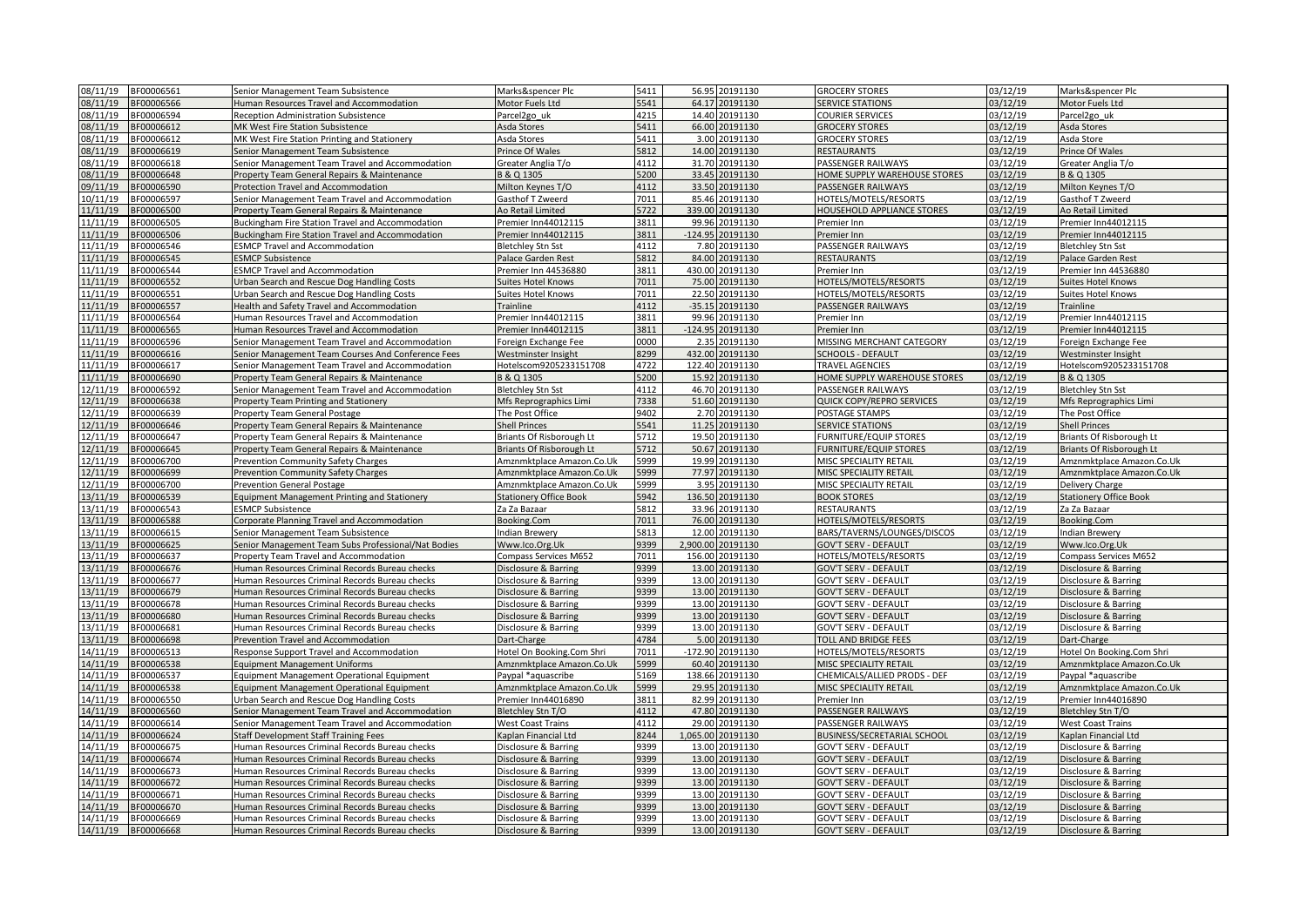| | | | | | | | | | |
|---|---|---|---|---|---|---|---|---|---|
| 08/11/19 | BF00006561 | Senior Management Team Subsistence | Marks&spencer Plc | 5411 | 56.95 | 20191130 | GROCERY STORES | 03/12/19 | Marks&spencer Plc |
| 08/11/19 | BF00006566 | Human Resources Travel and Accommodation | Motor Fuels Ltd | 5541 | 64.17 | 20191130 | SERVICE STATIONS | 03/12/19 | Motor Fuels Ltd |
| 08/11/19 | BF00006594 | Reception Administration Subsistence | Parcel2go_uk | 4215 | 14.40 | 20191130 | COURIER SERVICES | 03/12/19 | Parcel2go_uk |
| 08/11/19 | BF00006612 | MK West Fire Station Subsistence | Asda Stores | 5411 | 66.00 | 20191130 | GROCERY STORES | 03/12/19 | Asda Stores |
| 08/11/19 | BF00006612 | MK West Fire Station Printing and Stationery | Asda Stores | 5411 | 3.00 | 20191130 | GROCERY STORES | 03/12/19 | Asda Store |
| 08/11/19 | BF00006619 | Senior Management Team Subsistence | Prince Of Wales | 5812 | 14.00 | 20191130 | RESTAURANTS | 03/12/19 | Prince Of Wales |
| 08/11/19 | BF00006618 | Senior Management Team Travel and Accommodation | Greater Anglia T/o | 4112 | 31.70 | 20191130 | PASSENGER RAILWAYS | 03/12/19 | Greater Anglia T/o |
| 08/11/19 | BF00006648 | Property Team General Repairs & Maintenance | B & Q 1305 | 5200 | 33.45 | 20191130 | HOME SUPPLY WAREHOUSE STORES | 03/12/19 | B & Q 1305 |
| 09/11/19 | BF00006590 | Protection Travel and Accommodation | Milton Keynes T/O | 4112 | 33.50 | 20191130 | PASSENGER RAILWAYS | 03/12/19 | Milton Keynes T/O |
| 10/11/19 | BF00006597 | Senior Management Team Travel and Accommodation | Gasthof T Zweerd | 7011 | 85.46 | 20191130 | HOTELS/MOTELS/RESORTS | 03/12/19 | Gasthof T Zweerd |
| 11/11/19 | BF00006500 | Property Team General Repairs & Maintenance | Ao Retail Limited | 5722 | 339.00 | 20191130 | HOUSEHOLD APPLIANCE STORES | 03/12/19 | Ao Retail Limited |
| 11/11/19 | BF00006505 | Buckingham Fire Station Travel and Accommodation | Premier Inn44012115 | 3811 | 99.96 | 20191130 | Premier Inn | 03/12/19 | Premier Inn44012115 |
| 11/11/19 | BF00006506 | Buckingham Fire Station Travel and Accommodation | Premier Inn44012115 | 3811 | -124.95 | 20191130 | Premier Inn | 03/12/19 | Premier Inn44012115 |
| 11/11/19 | BF00006546 | ESMCP Travel and Accommodation | Bletchley Stn Sst | 4112 | 7.80 | 20191130 | PASSENGER RAILWAYS | 03/12/19 | Bletchley Stn Sst |
| 11/11/19 | BF00006545 | ESMCP Subsistence | Palace Garden Rest | 5812 | 84.00 | 20191130 | RESTAURANTS | 03/12/19 | Palace Garden Rest |
| 11/11/19 | BF00006544 | ESMCP Travel and Accommodation | Premier Inn 44536880 | 3811 | 430.00 | 20191130 | Premier Inn | 03/12/19 | Premier Inn 44536880 |
| 11/11/19 | BF00006552 | Urban Search and Rescue Dog Handling Costs | Suites Hotel Knows | 7011 | 75.00 | 20191130 | HOTELS/MOTELS/RESORTS | 03/12/19 | Suites Hotel Knows |
| 11/11/19 | BF00006551 | Urban Search and Rescue Dog Handling Costs | Suites Hotel Knows | 7011 | 22.50 | 20191130 | HOTELS/MOTELS/RESORTS | 03/12/19 | Suites Hotel Knows |
| 11/11/19 | BF00006557 | Health and Safety Travel and Accommodation | Trainline | 4112 | -35.15 | 20191130 | PASSENGER RAILWAYS | 03/12/19 | Trainline |
| 11/11/19 | BF00006564 | Human Resources Travel and Accommodation | Premier Inn44012115 | 3811 | 99.96 | 20191130 | Premier Inn | 03/12/19 | Premier Inn44012115 |
| 11/11/19 | BF00006565 | Human Resources Travel and Accommodation | Premier Inn44012115 | 3811 | -124.95 | 20191130 | Premier Inn | 03/12/19 | Premier Inn44012115 |
| 11/11/19 | BF00006596 | Senior Management Team Travel and Accommodation | Foreign Exchange Fee | 0000 | 2.35 | 20191130 | MISSING MERCHANT CATEGORY | 03/12/19 | Foreign Exchange Fee |
| 11/11/19 | BF00006616 | Senior Management Team Courses And Conference Fees | Westminster Insight | 8299 | 432.00 | 20191130 | SCHOOLS - DEFAULT | 03/12/19 | Westminster Insight |
| 11/11/19 | BF00006617 | Senior Management Team Travel and Accommodation | Hotelscom9205233151708 | 4722 | 122.40 | 20191130 | TRAVEL AGENCIES | 03/12/19 | Hotelscom9205233151708 |
| 11/11/19 | BF00006690 | Property Team General Repairs & Maintenance | B & Q 1305 | 5200 | 15.92 | 20191130 | HOME SUPPLY WAREHOUSE STORES | 03/12/19 | B & Q 1305 |
| 12/11/19 | BF00006592 | Senior Management Team Travel and Accommodation | Bletchley Stn Sst | 4112 | 46.70 | 20191130 | PASSENGER RAILWAYS | 03/12/19 | Bletchley Stn Sst |
| 12/11/19 | BF00006638 | Property Team Printing and Stationery | Mfs Reprographics Limi | 7338 | 51.60 | 20191130 | QUICK COPY/REPRO SERVICES | 03/12/19 | Mfs Reprographics Limi |
| 12/11/19 | BF00006639 | Property Team General Postage | The Post Office | 9402 | 2.70 | 20191130 | POSTAGE STAMPS | 03/12/19 | The Post Office |
| 12/11/19 | BF00006646 | Property Team General Repairs & Maintenance | Shell Princes | 5541 | 11.25 | 20191130 | SERVICE STATIONS | 03/12/19 | Shell Princes |
| 12/11/19 | BF00006647 | Property Team General Repairs & Maintenance | Briants Of Risborough Lt | 5712 | 19.50 | 20191130 | FURNITURE/EQUIP STORES | 03/12/19 | Briants Of Risborough Lt |
| 12/11/19 | BF00006645 | Property Team General Repairs & Maintenance | Briants Of Risborough Lt | 5712 | 50.67 | 20191130 | FURNITURE/EQUIP STORES | 03/12/19 | Briants Of Risborough Lt |
| 12/11/19 | BF00006700 | Prevention Community Safety Charges | Amznmktplace Amazon.Co.Uk | 5999 | 19.99 | 20191130 | MISC SPECIALITY RETAIL | 03/12/19 | Amznmktplace Amazon.Co.Uk |
| 12/11/19 | BF00006699 | Prevention Community Safety Charges | Amznmktplace Amazon.Co.Uk | 5999 | 77.97 | 20191130 | MISC SPECIALITY RETAIL | 03/12/19 | Amznmktplace Amazon.Co.Uk |
| 12/11/19 | BF00006700 | Prevention General Postage | Amznmktplace Amazon.Co.Uk | 5999 | 3.95 | 20191130 | MISC SPECIALITY RETAIL | 03/12/19 | Delivery Charge |
| 13/11/19 | BF00006539 | Equipment Management Printing and Stationery | Stationery Office Book | 5942 | 136.50 | 20191130 | BOOK STORES | 03/12/19 | Stationery Office Book |
| 13/11/19 | BF00006543 | ESMCP Subsistence | Za Za Bazaar | 5812 | 33.96 | 20191130 | RESTAURANTS | 03/12/19 | Za Za Bazaar |
| 13/11/19 | BF00006588 | Corporate Planning Travel and Accommodation | Booking.Com | 7011 | 76.00 | 20191130 | HOTELS/MOTELS/RESORTS | 03/12/19 | Booking.Com |
| 13/11/19 | BF00006615 | Senior Management Team Subsistence | Indian Brewery | 5813 | 12.00 | 20191130 | BARS/TAVERNS/LOUNGES/DISCOS | 03/12/19 | Indian Brewery |
| 13/11/19 | BF00006625 | Senior Management Team Subs Professional/Nat Bodies | Www.Ico.Org.Uk | 9399 | 2,900.00 | 20191130 | GOV'T SERV - DEFAULT | 03/12/19 | Www.Ico.Org.Uk |
| 13/11/19 | BF00006637 | Property Team Travel and Accommodation | Compass Services M652 | 7011 | 156.00 | 20191130 | HOTELS/MOTELS/RESORTS | 03/12/19 | Compass Services M652 |
| 13/11/19 | BF00006676 | Human Resources Criminal Records Bureau checks | Disclosure & Barring | 9399 | 13.00 | 20191130 | GOV'T SERV - DEFAULT | 03/12/19 | Disclosure & Barring |
| 13/11/19 | BF00006677 | Human Resources Criminal Records Bureau checks | Disclosure & Barring | 9399 | 13.00 | 20191130 | GOV'T SERV - DEFAULT | 03/12/19 | Disclosure & Barring |
| 13/11/19 | BF00006679 | Human Resources Criminal Records Bureau checks | Disclosure & Barring | 9399 | 13.00 | 20191130 | GOV'T SERV - DEFAULT | 03/12/19 | Disclosure & Barring |
| 13/11/19 | BF00006678 | Human Resources Criminal Records Bureau checks | Disclosure & Barring | 9399 | 13.00 | 20191130 | GOV'T SERV - DEFAULT | 03/12/19 | Disclosure & Barring |
| 13/11/19 | BF00006680 | Human Resources Criminal Records Bureau checks | Disclosure & Barring | 9399 | 13.00 | 20191130 | GOV'T SERV - DEFAULT | 03/12/19 | Disclosure & Barring |
| 13/11/19 | BF00006681 | Human Resources Criminal Records Bureau checks | Disclosure & Barring | 9399 | 13.00 | 20191130 | GOV'T SERV - DEFAULT | 03/12/19 | Disclosure & Barring |
| 13/11/19 | BF00006698 | Prevention Travel and Accommodation | Dart-Charge | 4784 | 5.00 | 20191130 | TOLL AND BRIDGE FEES | 03/12/19 | Dart-Charge |
| 14/11/19 | BF00006513 | Response Support Travel and Accommodation | Hotel On Booking.Com Shri | 7011 | -172.90 | 20191130 | HOTELS/MOTELS/RESORTS | 03/12/19 | Hotel On Booking.Com Shri |
| 14/11/19 | BF00006538 | Equipment Management Uniforms | Amznmktplace Amazon.Co.Uk | 5999 | 60.40 | 20191130 | MISC SPECIALITY RETAIL | 03/12/19 | Amznmktplace Amazon.Co.Uk |
| 14/11/19 | BF00006537 | Equipment Management Operational Equipment | Paypal *aquascribe | 5169 | 138.66 | 20191130 | CHEMICALS/ALLIED PRODS - DEF | 03/12/19 | Paypal *aquascribe |
| 14/11/19 | BF00006538 | Equipment Management Operational Equipment | Amznmktplace Amazon.Co.Uk | 5999 | 29.95 | 20191130 | MISC SPECIALITY RETAIL | 03/12/19 | Amznmktplace Amazon.Co.Uk |
| 14/11/19 | BF00006550 | Urban Search and Rescue Dog Handling Costs | Premier Inn44016890 | 3811 | 82.99 | 20191130 | Premier Inn | 03/12/19 | Premier Inn44016890 |
| 14/11/19 | BF00006560 | Senior Management Team Travel and Accommodation | Bletchley Stn T/O | 4112 | 47.80 | 20191130 | PASSENGER RAILWAYS | 03/12/19 | Bletchley Stn T/O |
| 14/11/19 | BF00006614 | Senior Management Team Travel and Accommodation | West Coast Trains | 4112 | 29.00 | 20191130 | PASSENGER RAILWAYS | 03/12/19 | West Coast Trains |
| 14/11/19 | BF00006624 | Staff Development Staff Training Fees | Kaplan Financial Ltd | 8244 | 1,065.00 | 20191130 | BUSINESS/SECRETARIAL SCHOOL | 03/12/19 | Kaplan Financial Ltd |
| 14/11/19 | BF00006675 | Human Resources Criminal Records Bureau checks | Disclosure & Barring | 9399 | 13.00 | 20191130 | GOV'T SERV - DEFAULT | 03/12/19 | Disclosure & Barring |
| 14/11/19 | BF00006674 | Human Resources Criminal Records Bureau checks | Disclosure & Barring | 9399 | 13.00 | 20191130 | GOV'T SERV - DEFAULT | 03/12/19 | Disclosure & Barring |
| 14/11/19 | BF00006673 | Human Resources Criminal Records Bureau checks | Disclosure & Barring | 9399 | 13.00 | 20191130 | GOV'T SERV - DEFAULT | 03/12/19 | Disclosure & Barring |
| 14/11/19 | BF00006672 | Human Resources Criminal Records Bureau checks | Disclosure & Barring | 9399 | 13.00 | 20191130 | GOV'T SERV - DEFAULT | 03/12/19 | Disclosure & Barring |
| 14/11/19 | BF00006671 | Human Resources Criminal Records Bureau checks | Disclosure & Barring | 9399 | 13.00 | 20191130 | GOV'T SERV - DEFAULT | 03/12/19 | Disclosure & Barring |
| 14/11/19 | BF00006670 | Human Resources Criminal Records Bureau checks | Disclosure & Barring | 9399 | 13.00 | 20191130 | GOV'T SERV - DEFAULT | 03/12/19 | Disclosure & Barring |
| 14/11/19 | BF00006669 | Human Resources Criminal Records Bureau checks | Disclosure & Barring | 9399 | 13.00 | 20191130 | GOV'T SERV - DEFAULT | 03/12/19 | Disclosure & Barring |
| 14/11/19 | BF00006668 | Human Resources Criminal Records Bureau checks | Disclosure & Barring | 9399 | 13.00 | 20191130 | GOV'T SERV - DEFAULT | 03/12/19 | Disclosure & Barring |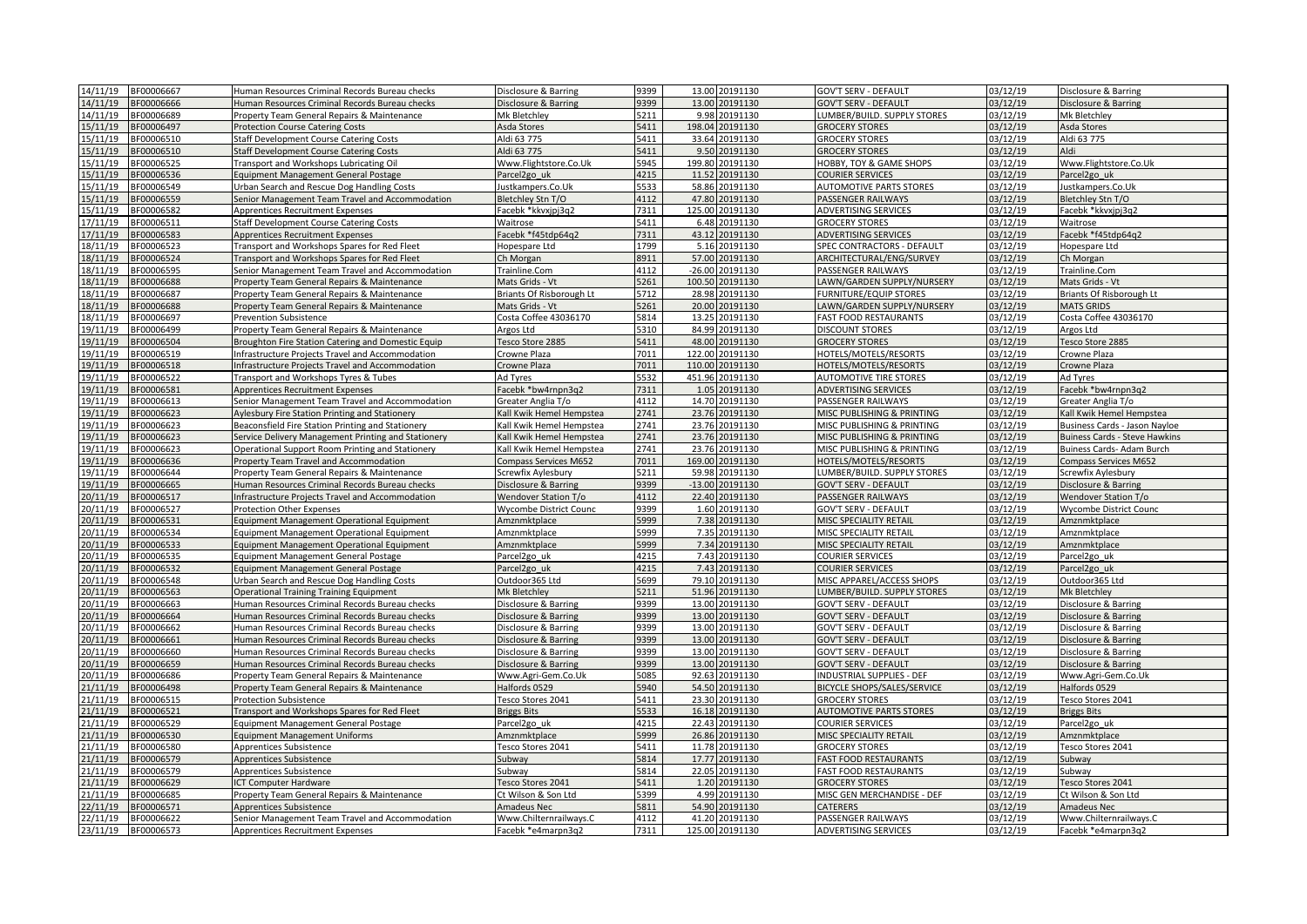| | | | | | | | | | |
|---|---|---|---|---|---|---|---|---|---|
| 14/11/19 | BF00006667 | Human Resources Criminal Records Bureau checks | Disclosure & Barring | 9399 | 13.00 | 20191130 | GOV'T SERV - DEFAULT | 03/12/19 | Disclosure & Barring |
| 14/11/19 | BF00006666 | Human Resources Criminal Records Bureau checks | Disclosure & Barring | 9399 | 13.00 | 20191130 | GOV'T SERV - DEFAULT | 03/12/19 | Disclosure & Barring |
| 14/11/19 | BF00006689 | Property Team General Repairs & Maintenance | Mk Bletchley | 5211 | 9.98 | 20191130 | LUMBER/BUILD. SUPPLY STORES | 03/12/19 | Mk Bletchley |
| 15/11/19 | BF00006497 | Protection Course Catering Costs | Asda Stores | 5411 | 198.04 | 20191130 | GROCERY STORES | 03/12/19 | Asda Stores |
| 15/11/19 | BF00006510 | Staff Development Course Catering Costs | Aldi 63 775 | 5411 | 33.64 | 20191130 | GROCERY STORES | 03/12/19 | Aldi 63 775 |
| 15/11/19 | BF00006510 | Staff Development Course Catering Costs | Aldi 63 775 | 5411 | 9.50 | 20191130 | GROCERY STORES | 03/12/19 | Aldi |
| 15/11/19 | BF00006525 | Transport and Workshops Lubricating Oil | Www.Flightstore.Co.Uk | 5945 | 199.80 | 20191130 | HOBBY, TOY & GAME SHOPS | 03/12/19 | Www.Flightstore.Co.Uk |
| 15/11/19 | BF00006536 | Equipment Management General Postage | Parcel2go_uk | 4215 | 11.52 | 20191130 | COURIER SERVICES | 03/12/19 | Parcel2go_uk |
| 15/11/19 | BF00006549 | Urban Search and Rescue Dog Handling Costs | Justkampers.Co.Uk | 5533 | 58.86 | 20191130 | AUTOMOTIVE PARTS STORES | 03/12/19 | Justkampers.Co.Uk |
| 15/11/19 | BF00006559 | Senior Management Team Travel and Accommodation | Bletchley Stn T/O | 4112 | 47.80 | 20191130 | PASSENGER RAILWAYS | 03/12/19 | Bletchley Stn T/O |
| 15/11/19 | BF00006582 | Apprentices Recruitment Expenses | Facebk *kkvxjpj3q2 | 7311 | 125.00 | 20191130 | ADVERTISING SERVICES | 03/12/19 | Facebk *kkvxjpj3q2 |
| 17/11/19 | BF00006511 | Staff Development Course Catering Costs | Waitrose | 5411 | 6.48 | 20191130 | GROCERY STORES | 03/12/19 | Waitrose |
| 17/11/19 | BF00006583 | Apprentices Recruitment Expenses | Facebk *f45tdp64q2 | 7311 | 43.12 | 20191130 | ADVERTISING SERVICES | 03/12/19 | Facebk *f45tdp64q2 |
| 18/11/19 | BF00006523 | Transport and Workshops Spares for Red Fleet | Hopespare Ltd | 1799 | 5.16 | 20191130 | SPEC CONTRACTORS - DEFAULT | 03/12/19 | Hopespare Ltd |
| 18/11/19 | BF00006524 | Transport and Workshops Spares for Red Fleet | Ch Morgan | 8911 | 57.00 | 20191130 | ARCHITECTURAL/ENG/SURVEY | 03/12/19 | Ch Morgan |
| 18/11/19 | BF00006595 | Senior Management Team Travel and Accommodation | Trainline.Com | 4112 | -26.00 | 20191130 | PASSENGER RAILWAYS | 03/12/19 | Trainline.Com |
| 18/11/19 | BF00006688 | Property Team General Repairs & Maintenance | Mats Grids - Vt | 5261 | 100.50 | 20191130 | LAWN/GARDEN SUPPLY/NURSERY | 03/12/19 | Mats Grids - Vt |
| 18/11/19 | BF00006687 | Property Team General Repairs & Maintenance | Briants Of Risborough Lt | 5712 | 28.98 | 20191130 | FURNITURE/EQUIP STORES | 03/12/19 | Briants Of Risborough Lt |
| 18/11/19 | BF00006688 | Property Team General Repairs & Maintenance | Mats Grids - Vt | 5261 | 20.00 | 20191130 | LAWN/GARDEN SUPPLY/NURSERY | 03/12/19 | MATS GRIDS |
| 18/11/19 | BF00006697 | Prevention Subsistence | Costa Coffee 43036170 | 5814 | 13.25 | 20191130 | FAST FOOD RESTAURANTS | 03/12/19 | Costa Coffee 43036170 |
| 19/11/19 | BF00006499 | Property Team General Repairs & Maintenance | Argos Ltd | 5310 | 84.99 | 20191130 | DISCOUNT STORES | 03/12/19 | Argos Ltd |
| 19/11/19 | BF00006504 | Broughton Fire Station Catering and Domestic Equip | Tesco Store 2885 | 5411 | 48.00 | 20191130 | GROCERY STORES | 03/12/19 | Tesco Store 2885 |
| 19/11/19 | BF00006519 | Infrastructure Projects Travel and Accommodation | Crowne Plaza | 7011 | 122.00 | 20191130 | HOTELS/MOTELS/RESORTS | 03/12/19 | Crowne Plaza |
| 19/11/19 | BF00006518 | Infrastructure Projects Travel and Accommodation | Crowne Plaza | 7011 | 110.00 | 20191130 | HOTELS/MOTELS/RESORTS | 03/12/19 | Crowne Plaza |
| 19/11/19 | BF00006522 | Transport and Workshops Tyres & Tubes | Ad Tyres | 5532 | 451.96 | 20191130 | AUTOMOTIVE TIRE STORES | 03/12/19 | Ad Tyres |
| 19/11/19 | BF00006581 | Apprentices Recruitment Expenses | Facebk *bw4rnpn3q2 | 7311 | 1.05 | 20191130 | ADVERTISING SERVICES | 03/12/19 | Facebk *bw4rnpn3q2 |
| 19/11/19 | BF00006613 | Senior Management Team Travel and Accommodation | Greater Anglia T/o | 4112 | 14.70 | 20191130 | PASSENGER RAILWAYS | 03/12/19 | Greater Anglia T/o |
| 19/11/19 | BF00006623 | Aylesbury Fire Station Printing and Stationery | Kall Kwik Hemel Hempstea | 2741 | 23.76 | 20191130 | MISC PUBLISHING & PRINTING | 03/12/19 | Kall Kwik Hemel Hempstea |
| 19/11/19 | BF00006623 | Beaconsfield Fire Station Printing and Stationery | Kall Kwik Hemel Hempstea | 2741 | 23.76 | 20191130 | MISC PUBLISHING & PRINTING | 03/12/19 | Business Cards - Jason Nayloe |
| 19/11/19 | BF00006623 | Service Delivery Management Printing and Stationery | Kall Kwik Hemel Hempstea | 2741 | 23.76 | 20191130 | MISC PUBLISHING & PRINTING | 03/12/19 | Buiness Cards - Steve Hawkins |
| 19/11/19 | BF00006623 | Operational Support Room Printing and Stationery | Kall Kwik Hemel Hempstea | 2741 | 23.76 | 20191130 | MISC PUBLISHING & PRINTING | 03/12/19 | Buiness Cards- Adam Burch |
| 19/11/19 | BF00006636 | Property Team Travel and Accommodation | Compass Services M652 | 7011 | 169.00 | 20191130 | HOTELS/MOTELS/RESORTS | 03/12/19 | Compass Services M652 |
| 19/11/19 | BF00006644 | Property Team General Repairs & Maintenance | Screwfix Aylesbury | 5211 | 59.98 | 20191130 | LUMBER/BUILD. SUPPLY STORES | 03/12/19 | Screwfix Aylesbury |
| 19/11/19 | BF00006665 | Human Resources Criminal Records Bureau checks | Disclosure & Barring | 9399 | -13.00 | 20191130 | GOV'T SERV - DEFAULT | 03/12/19 | Disclosure & Barring |
| 20/11/19 | BF00006517 | Infrastructure Projects Travel and Accommodation | Wendover Station T/o | 4112 | 22.40 | 20191130 | PASSENGER RAILWAYS | 03/12/19 | Wendover Station T/o |
| 20/11/19 | BF00006527 | Protection Other Expenses | Wycombe District Counc | 9399 | 1.60 | 20191130 | GOV'T SERV - DEFAULT | 03/12/19 | Wycombe District Counc |
| 20/11/19 | BF00006531 | Equipment Management Operational Equipment | Amznmktplace | 5999 | 7.38 | 20191130 | MISC SPECIALITY RETAIL | 03/12/19 | Amznmktplace |
| 20/11/19 | BF00006534 | Equipment Management Operational Equipment | Amznmktplace | 5999 | 7.35 | 20191130 | MISC SPECIALITY RETAIL | 03/12/19 | Amznmktplace |
| 20/11/19 | BF00006533 | Equipment Management Operational Equipment | Amznmktplace | 5999 | 7.34 | 20191130 | MISC SPECIALITY RETAIL | 03/12/19 | Amznmktplace |
| 20/11/19 | BF00006535 | Equipment Management General Postage | Parcel2go_uk | 4215 | 7.43 | 20191130 | COURIER SERVICES | 03/12/19 | Parcel2go_uk |
| 20/11/19 | BF00006532 | Equipment Management General Postage | Parcel2go_uk | 4215 | 7.43 | 20191130 | COURIER SERVICES | 03/12/19 | Parcel2go_uk |
| 20/11/19 | BF00006548 | Urban Search and Rescue Dog Handling Costs | Outdoor365 Ltd | 5699 | 79.10 | 20191130 | MISC APPAREL/ACCESS SHOPS | 03/12/19 | Outdoor365 Ltd |
| 20/11/19 | BF00006563 | Operational Training Training Equipment | Mk Bletchley | 5211 | 51.96 | 20191130 | LUMBER/BUILD. SUPPLY STORES | 03/12/19 | Mk Bletchley |
| 20/11/19 | BF00006663 | Human Resources Criminal Records Bureau checks | Disclosure & Barring | 9399 | 13.00 | 20191130 | GOV'T SERV - DEFAULT | 03/12/19 | Disclosure & Barring |
| 20/11/19 | BF00006664 | Human Resources Criminal Records Bureau checks | Disclosure & Barring | 9399 | 13.00 | 20191130 | GOV'T SERV - DEFAULT | 03/12/19 | Disclosure & Barring |
| 20/11/19 | BF00006662 | Human Resources Criminal Records Bureau checks | Disclosure & Barring | 9399 | 13.00 | 20191130 | GOV'T SERV - DEFAULT | 03/12/19 | Disclosure & Barring |
| 20/11/19 | BF00006661 | Human Resources Criminal Records Bureau checks | Disclosure & Barring | 9399 | 13.00 | 20191130 | GOV'T SERV - DEFAULT | 03/12/19 | Disclosure & Barring |
| 20/11/19 | BF00006660 | Human Resources Criminal Records Bureau checks | Disclosure & Barring | 9399 | 13.00 | 20191130 | GOV'T SERV - DEFAULT | 03/12/19 | Disclosure & Barring |
| 20/11/19 | BF00006659 | Human Resources Criminal Records Bureau checks | Disclosure & Barring | 9399 | 13.00 | 20191130 | GOV'T SERV - DEFAULT | 03/12/19 | Disclosure & Barring |
| 20/11/19 | BF00006686 | Property Team General Repairs & Maintenance | Www.Agri-Gem.Co.Uk | 5085 | 92.63 | 20191130 | INDUSTRIAL SUPPLIES - DEF | 03/12/19 | Www.Agri-Gem.Co.Uk |
| 21/11/19 | BF00006498 | Property Team General Repairs & Maintenance | Halfords 0529 | 5940 | 54.50 | 20191130 | BICYCLE SHOPS/SALES/SERVICE | 03/12/19 | Halfords 0529 |
| 21/11/19 | BF00006515 | Protection Subsistence | Tesco Stores 2041 | 5411 | 23.30 | 20191130 | GROCERY STORES | 03/12/19 | Tesco Stores 2041 |
| 21/11/19 | BF00006521 | Transport and Workshops Spares for Red Fleet | Briggs Bits | 5533 | 16.18 | 20191130 | AUTOMOTIVE PARTS STORES | 03/12/19 | Briggs Bits |
| 21/11/19 | BF00006529 | Equipment Management General Postage | Parcel2go_uk | 4215 | 22.43 | 20191130 | COURIER SERVICES | 03/12/19 | Parcel2go_uk |
| 21/11/19 | BF00006530 | Equipment Management Uniforms | Amznmktplace | 5999 | 26.86 | 20191130 | MISC SPECIALITY RETAIL | 03/12/19 | Amznmktplace |
| 21/11/19 | BF00006580 | Apprentices Subsistence | Tesco Stores 2041 | 5411 | 11.78 | 20191130 | GROCERY STORES | 03/12/19 | Tesco Stores 2041 |
| 21/11/19 | BF00006579 | Apprentices Subsistence | Subway | 5814 | 17.77 | 20191130 | FAST FOOD RESTAURANTS | 03/12/19 | Subway |
| 21/11/19 | BF00006579 | Apprentices Subsistence | Subway | 5814 | 22.05 | 20191130 | FAST FOOD RESTAURANTS | 03/12/19 | Subway |
| 21/11/19 | BF00006629 | ICT Computer Hardware | Tesco Stores 2041 | 5411 | 1.20 | 20191130 | GROCERY STORES | 03/12/19 | Tesco Stores 2041 |
| 21/11/19 | BF00006685 | Property Team General Repairs & Maintenance | Ct Wilson & Son Ltd | 5399 | 4.99 | 20191130 | MISC GEN MERCHANDISE - DEF | 03/12/19 | Ct Wilson & Son Ltd |
| 22/11/19 | BF00006571 | Apprentices Subsistence | Amadeus Nec | 5811 | 54.90 | 20191130 | CATERERS | 03/12/19 | Amadeus Nec |
| 22/11/19 | BF00006622 | Senior Management Team Travel and Accommodation | Www.Chilternrailways.C | 4112 | 41.20 | 20191130 | PASSENGER RAILWAYS | 03/12/19 | Www.Chilternrailways.C |
| 23/11/19 | BF00006573 | Apprentices Recruitment Expenses | Facebk *e4marpn3q2 | 7311 | 125.00 | 20191130 | ADVERTISING SERVICES | 03/12/19 | Facebk *e4marpn3q2 |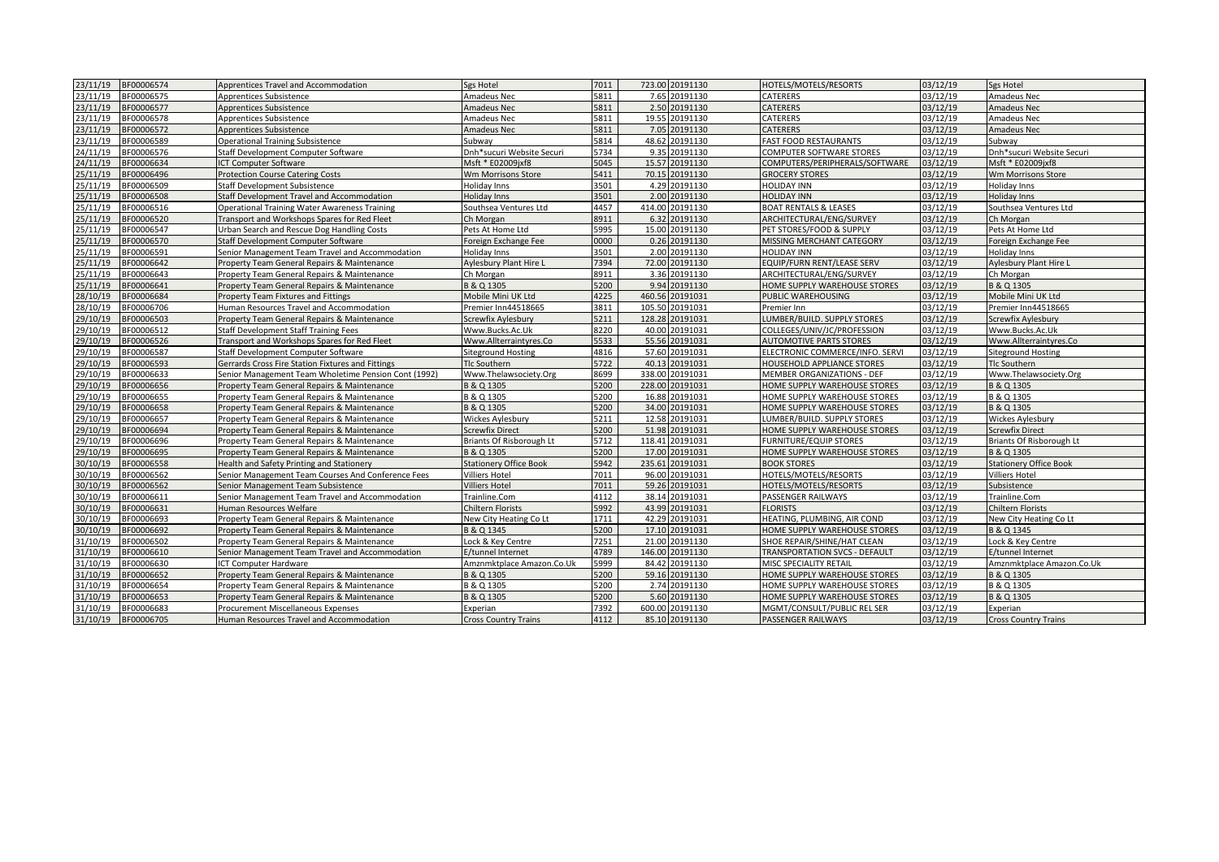| | | | | | | | | | |
|---|---|---|---|---|---|---|---|---|---|
| 23/11/19 | BF00006574 | Apprentices Travel and Accommodation | Sgs Hotel | 7011 | 723.00 | 20191130 | HOTELS/MOTELS/RESORTS | 03/12/19 | Sgs Hotel |
| 23/11/19 | BF00006575 | Apprentices Subsistence | Amadeus Nec | 5811 | 7.65 | 20191130 | CATERERS | 03/12/19 | Amadeus Nec |
| 23/11/19 | BF00006577 | Apprentices Subsistence | Amadeus Nec | 5811 | 2.50 | 20191130 | CATERERS | 03/12/19 | Amadeus Nec |
| 23/11/19 | BF00006578 | Apprentices Subsistence | Amadeus Nec | 5811 | 19.55 | 20191130 | CATERERS | 03/12/19 | Amadeus Nec |
| 23/11/19 | BF00006572 | Apprentices Subsistence | Amadeus Nec | 5811 | 7.05 | 20191130 | CATERERS | 03/12/19 | Amadeus Nec |
| 23/11/19 | BF00006589 | Operational Training Subsistence | Subway | 5814 | 48.62 | 20191130 | FAST FOOD RESTAURANTS | 03/12/19 | Subway |
| 24/11/19 | BF00006576 | Staff Development Computer Software | Dnh*sucuri Website Securi | 5734 | 9.35 | 20191130 | COMPUTER SOFTWARE STORES | 03/12/19 | Dnh*sucuri Website Securi |
| 24/11/19 | BF00006634 | ICT Computer Software | Msft * E02009jxf8 | 5045 | 15.57 | 20191130 | COMPUTERS/PERIPHERALS/SOFTWARE | 03/12/19 | Msft * E02009jxf8 |
| 25/11/19 | BF00006496 | Protection Course Catering Costs | Wm Morrisons Store | 5411 | 70.15 | 20191130 | GROCERY STORES | 03/12/19 | Wm Morrisons Store |
| 25/11/19 | BF00006509 | Staff Development Subsistence | Holiday Inns | 3501 | 4.29 | 20191130 | HOLIDAY INN | 03/12/19 | Holiday Inns |
| 25/11/19 | BF00006508 | Staff Development Travel and Accommodation | Holiday Inns | 3501 | 2.00 | 20191130 | HOLIDAY INN | 03/12/19 | Holiday Inns |
| 25/11/19 | BF00006516 | Operational Training Water Awareness Training | Southsea Ventures Ltd | 4457 | 414.00 | 20191130 | BOAT RENTALS & LEASES | 03/12/19 | Southsea Ventures Ltd |
| 25/11/19 | BF00006520 | Transport and Workshops Spares for Red Fleet | Ch Morgan | 8911 | 6.32 | 20191130 | ARCHITECTURAL/ENG/SURVEY | 03/12/19 | Ch Morgan |
| 25/11/19 | BF00006547 | Urban Search and Rescue Dog Handling Costs | Pets At Home Ltd | 5995 | 15.00 | 20191130 | PET STORES/FOOD & SUPPLY | 03/12/19 | Pets At Home Ltd |
| 25/11/19 | BF00006570 | Staff Development Computer Software | Foreign Exchange Fee | 0000 | 0.26 | 20191130 | MISSING MERCHANT CATEGORY | 03/12/19 | Foreign Exchange Fee |
| 25/11/19 | BF00006591 | Senior Management Team Travel and Accommodation | Holiday Inns | 3501 | 2.00 | 20191130 | HOLIDAY INN | 03/12/19 | Holiday Inns |
| 25/11/19 | BF00006642 | Property Team General Repairs & Maintenance | Aylesbury Plant Hire L | 7394 | 72.00 | 20191130 | EQUIP/FURN RENT/LEASE SERV | 03/12/19 | Aylesbury Plant Hire L |
| 25/11/19 | BF00006643 | Property Team General Repairs & Maintenance | Ch Morgan | 8911 | 3.36 | 20191130 | ARCHITECTURAL/ENG/SURVEY | 03/12/19 | Ch Morgan |
| 25/11/19 | BF00006641 | Property Team General Repairs & Maintenance | B & Q 1305 | 5200 | 9.94 | 20191130 | HOME SUPPLY WAREHOUSE STORES | 03/12/19 | B & Q 1305 |
| 28/10/19 | BF00006684 | Property Team Fixtures and Fittings | Mobile Mini UK Ltd | 4225 | 460.56 | 20191031 | PUBLIC WAREHOUSING | 03/12/19 | Mobile Mini UK Ltd |
| 28/10/19 | BF00006706 | Human Resources Travel and Accommodation | Premier Inn44518665 | 3811 | 105.50 | 20191031 | Premier Inn | 03/12/19 | Premier Inn44518665 |
| 29/10/19 | BF00006503 | Property Team General Repairs & Maintenance | Screwfix Aylesbury | 5211 | 128.28 | 20191031 | LUMBER/BUILD. SUPPLY STORES | 03/12/19 | Screwfix Aylesbury |
| 29/10/19 | BF00006512 | Staff Development Staff Training Fees | Www.Bucks.Ac.Uk | 8220 | 40.00 | 20191031 | COLLEGES/UNIV/JC/PROFESSION | 03/12/19 | Www.Bucks.Ac.Uk |
| 29/10/19 | BF00006526 | Transport and Workshops Spares for Red Fleet | Www.Allterraintyres.Co | 5533 | 55.56 | 20191031 | AUTOMOTIVE PARTS STORES | 03/12/19 | Www.Allterraintyres.Co |
| 29/10/19 | BF00006587 | Staff Development Computer Software | Siteground Hosting | 4816 | 57.60 | 20191031 | ELECTRONIC COMMERCE/INFO. SERVI | 03/12/19 | Siteground Hosting |
| 29/10/19 | BF00006593 | Gerrards Cross Fire Station Fixtures and Fittings | Tlc Southern | 5722 | 40.13 | 20191031 | HOUSEHOLD APPLIANCE STORES | 03/12/19 | Tlc Southern |
| 29/10/19 | BF00006633 | Senior Management Team Wholetime Pension Cont (1992) | Www.Thelawsociety.Org | 8699 | 338.00 | 20191031 | MEMBER ORGANIZATIONS - DEF | 03/12/19 | Www.Thelawsociety.Org |
| 29/10/19 | BF00006656 | Property Team General Repairs & Maintenance | B & Q 1305 | 5200 | 228.00 | 20191031 | HOME SUPPLY WAREHOUSE STORES | 03/12/19 | B & Q 1305 |
| 29/10/19 | BF00006655 | Property Team General Repairs & Maintenance | B & Q 1305 | 5200 | 16.88 | 20191031 | HOME SUPPLY WAREHOUSE STORES | 03/12/19 | B & Q 1305 |
| 29/10/19 | BF00006658 | Property Team General Repairs & Maintenance | B & Q 1305 | 5200 | 34.00 | 20191031 | HOME SUPPLY WAREHOUSE STORES | 03/12/19 | B & Q 1305 |
| 29/10/19 | BF00006657 | Property Team General Repairs & Maintenance | Wickes Aylesbury | 5211 | 12.58 | 20191031 | LUMBER/BUILD. SUPPLY STORES | 03/12/19 | Wickes Aylesbury |
| 29/10/19 | BF00006694 | Property Team General Repairs & Maintenance | Screwfix Direct | 5200 | 51.98 | 20191031 | HOME SUPPLY WAREHOUSE STORES | 03/12/19 | Screwfix Direct |
| 29/10/19 | BF00006696 | Property Team General Repairs & Maintenance | Briants Of Risborough Lt | 5712 | 118.41 | 20191031 | FURNITURE/EQUIP STORES | 03/12/19 | Briants Of Risborough Lt |
| 29/10/19 | BF00006695 | Property Team General Repairs & Maintenance | B & Q 1305 | 5200 | 17.00 | 20191031 | HOME SUPPLY WAREHOUSE STORES | 03/12/19 | B & Q 1305 |
| 30/10/19 | BF00006558 | Health and Safety Printing and Stationery | Stationery Office Book | 5942 | 235.61 | 20191031 | BOOK STORES | 03/12/19 | Stationery Office Book |
| 30/10/19 | BF00006562 | Senior Management Team Courses And Conference Fees | Villiers Hotel | 7011 | 96.00 | 20191031 | HOTELS/MOTELS/RESORTS | 03/12/19 | Villiers Hotel |
| 30/10/19 | BF00006562 | Senior Management Team Subsistence | Villiers Hotel | 7011 | 59.26 | 20191031 | HOTELS/MOTELS/RESORTS | 03/12/19 | Subsistence |
| 30/10/19 | BF00006611 | Senior Management Team Travel and Accommodation | Trainline.Com | 4112 | 38.14 | 20191031 | PASSENGER RAILWAYS | 03/12/19 | Trainline.Com |
| 30/10/19 | BF00006631 | Human Resources Welfare | Chiltern Florists | 5992 | 43.99 | 20191031 | FLORISTS | 03/12/19 | Chiltern Florists |
| 30/10/19 | BF00006693 | Property Team General Repairs & Maintenance | New City Heating Co Lt | 1711 | 42.29 | 20191031 | HEATING, PLUMBING, AIR COND | 03/12/19 | New City Heating Co Lt |
| 30/10/19 | BF00006692 | Property Team General Repairs & Maintenance | B & Q 1345 | 5200 | 17.10 | 20191031 | HOME SUPPLY WAREHOUSE STORES | 03/12/19 | B & Q 1345 |
| 31/10/19 | BF00006502 | Property Team General Repairs & Maintenance | Lock & Key Centre | 7251 | 21.00 | 20191130 | SHOE REPAIR/SHINE/HAT CLEAN | 03/12/19 | Lock & Key Centre |
| 31/10/19 | BF00006610 | Senior Management Team Travel and Accommodation | E/tunnel Internet | 4789 | 146.00 | 20191130 | TRANSPORTATION SVCS - DEFAULT | 03/12/19 | E/tunnel Internet |
| 31/10/19 | BF00006630 | ICT Computer Hardware | Amznmktplace Amazon.Co.Uk | 5999 | 84.42 | 20191130 | MISC SPECIALITY RETAIL | 03/12/19 | Amznmktplace Amazon.Co.Uk |
| 31/10/19 | BF00006652 | Property Team General Repairs & Maintenance | B & Q 1305 | 5200 | 59.16 | 20191130 | HOME SUPPLY WAREHOUSE STORES | 03/12/19 | B & Q 1305 |
| 31/10/19 | BF00006654 | Property Team General Repairs & Maintenance | B & Q 1305 | 5200 | 2.74 | 20191130 | HOME SUPPLY WAREHOUSE STORES | 03/12/19 | B & Q 1305 |
| 31/10/19 | BF00006653 | Property Team General Repairs & Maintenance | B & Q 1305 | 5200 | 5.60 | 20191130 | HOME SUPPLY WAREHOUSE STORES | 03/12/19 | B & Q 1305 |
| 31/10/19 | BF00006683 | Procurement Miscellaneous Expenses | Experian | 7392 | 600.00 | 20191130 | MGMT/CONSULT/PUBLIC REL SER | 03/12/19 | Experian |
| 31/10/19 | BF00006705 | Human Resources Travel and Accommodation | Cross Country Trains | 4112 | 85.10 | 20191130 | PASSENGER RAILWAYS | 03/12/19 | Cross Country Trains |